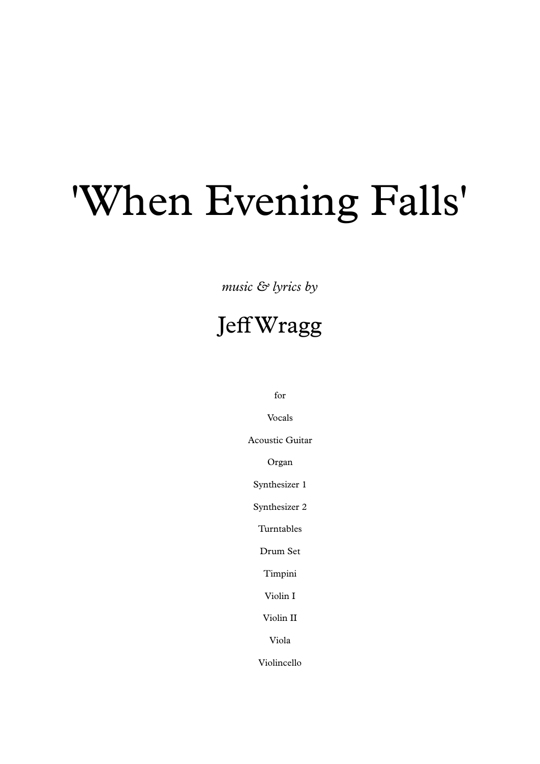# 'When Evening Falls'

*music & lyrics by*

## Jeff Wragg

for

Vocals

Acoustic Guitar

Organ

Synthesizer 1

Synthesizer 2

Turntables

Drum Set

Timpini

Violin I

Violin II

Viola

Violincello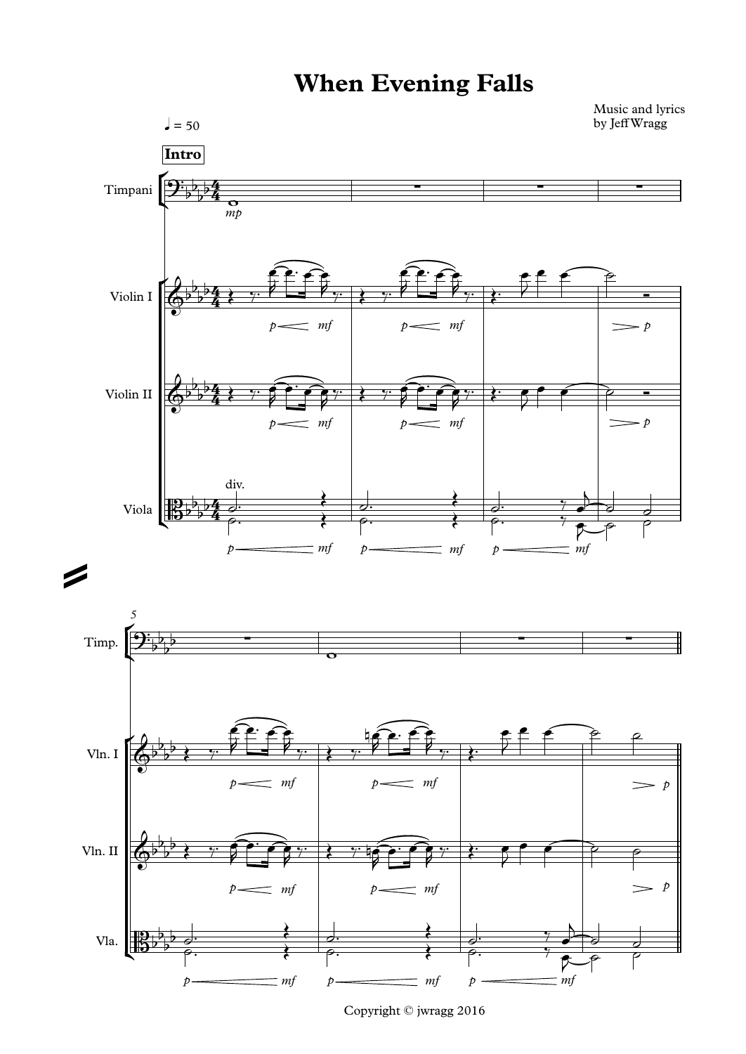# When Evening Falls

Music and lyrics
by Jeff Wragg

Copyright © jwragg 2016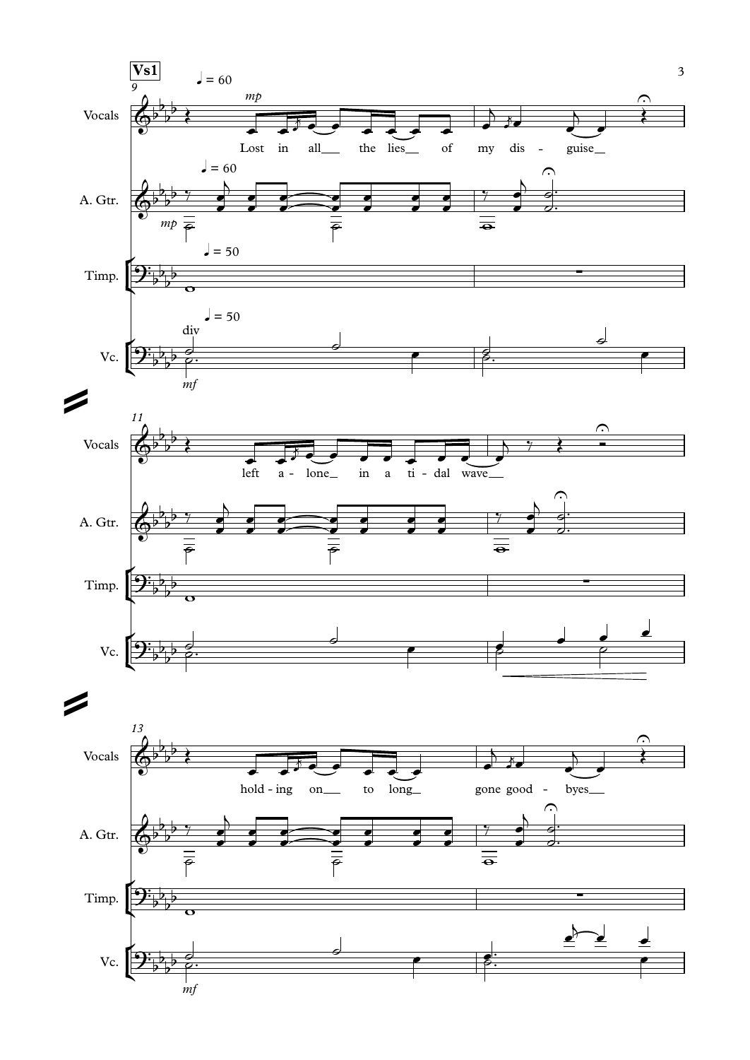**Vs1**

9

♩ = 60

Vocals — *mp*

Lost in all__ the lies__ of my dis - guise__

A. Gtr. — ♩ = 60 — *mp*

Timp. — ♩ = 50

Vc. — ♩ = 50 — div — *mf*

11

Vocals

left a - lone_ in a ti - dal wave__

A. Gtr.

Timp.

Vc.

13

Vocals

hold - ing on__ to long_ gone good - byes__

A. Gtr.

Timp.

Vc. — *mf*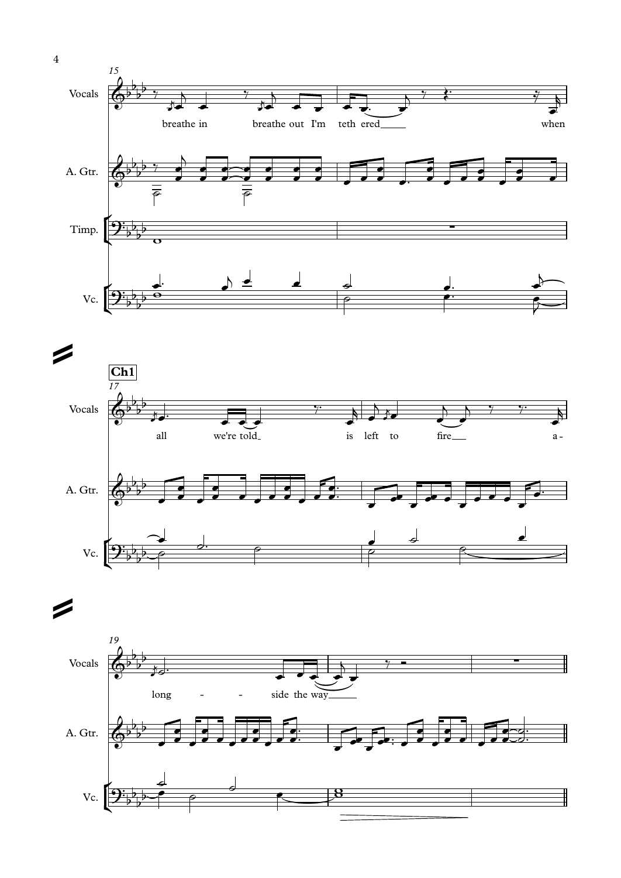Vocals
A. Gtr.
Timp.
Vc.

breathe in breathe out I'm teth ered when

**Ch1**

all we're told is left to fire a-

long - - side the way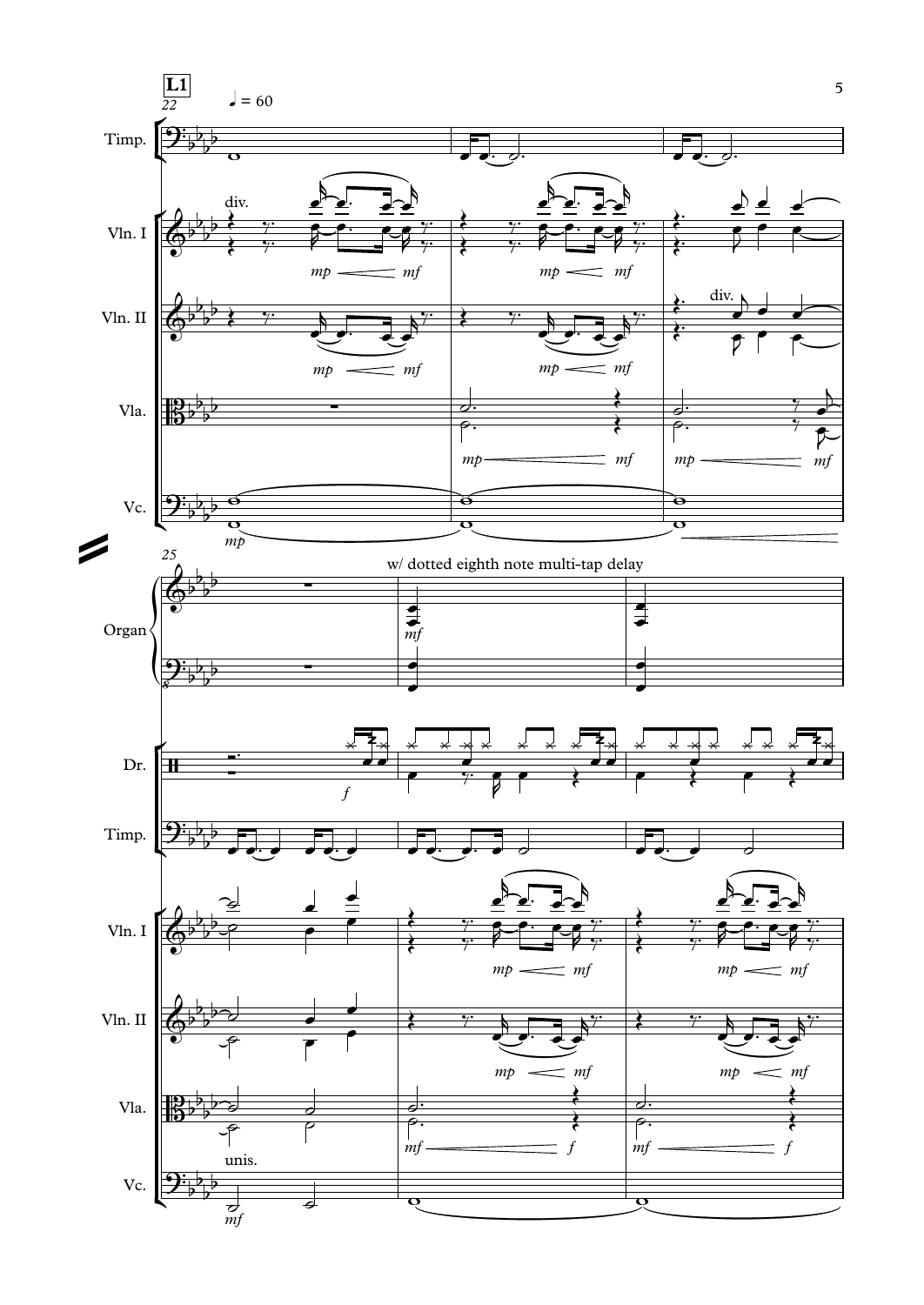**L1**

22

♩ = 60

Timp.

Vln. I — div. — *mp* *mf*

Vln. II — div. — *mp* *mf*

Vla. — *mp* *mf*

Vc. — *mp*

25

w/ dotted eighth note multi-tap delay

Organ — *mf*

Dr. — *f*

Timp.

Vln. I — *mp* *mf*

Vln. II — *mp* *mf*

Vla. — *mf* *f*

Vc. — unis. — *mf*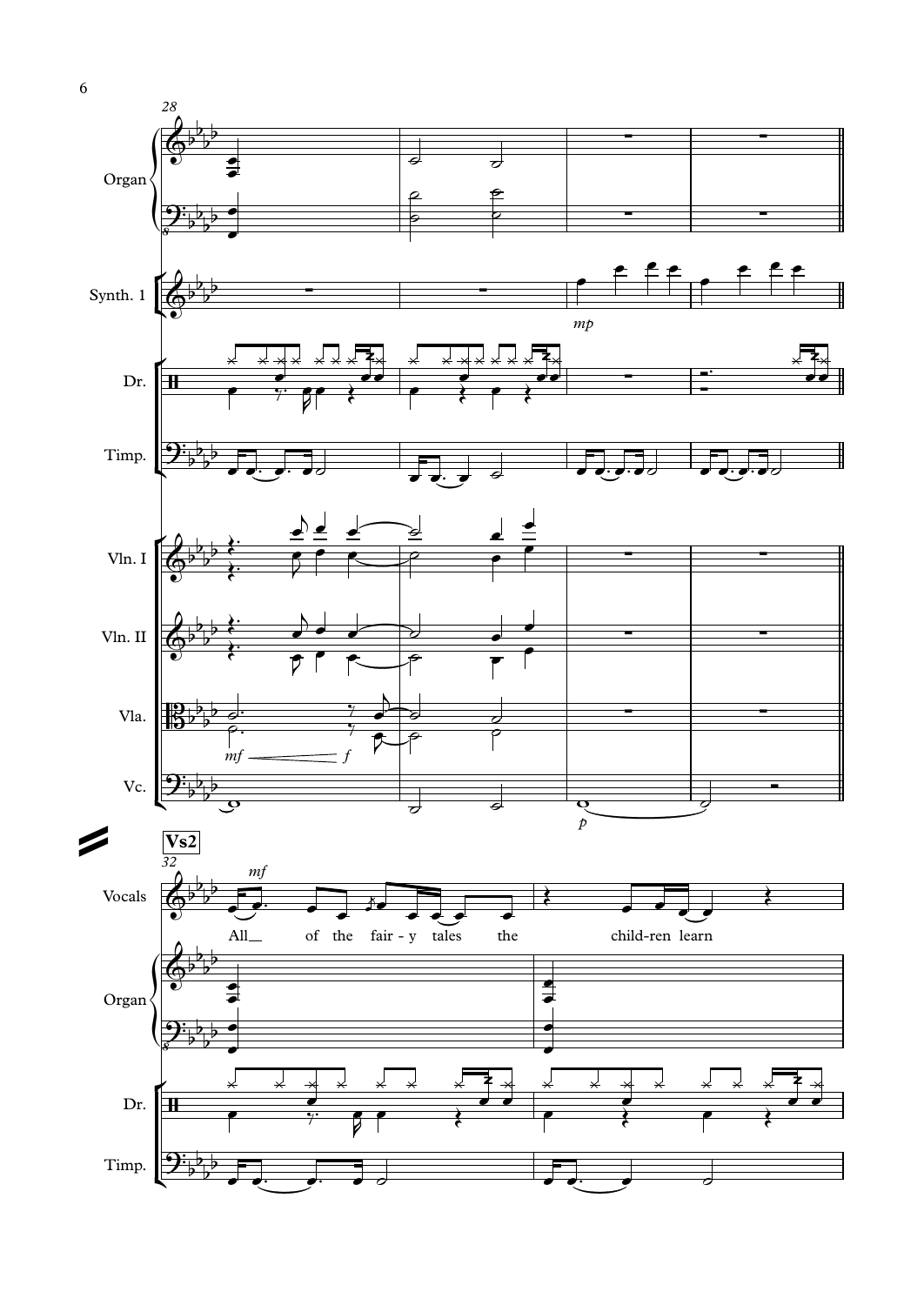28

Organ

Synth. 1

*mp*

Dr.

Timp.

Vln. I

Vln. II

Vla.

*mf* *f*

Vc.

*p*

**Vs2**

32

*mf*

Vocals

All__ of the fair - y tales the child-ren learn

Organ

Dr.

Timp.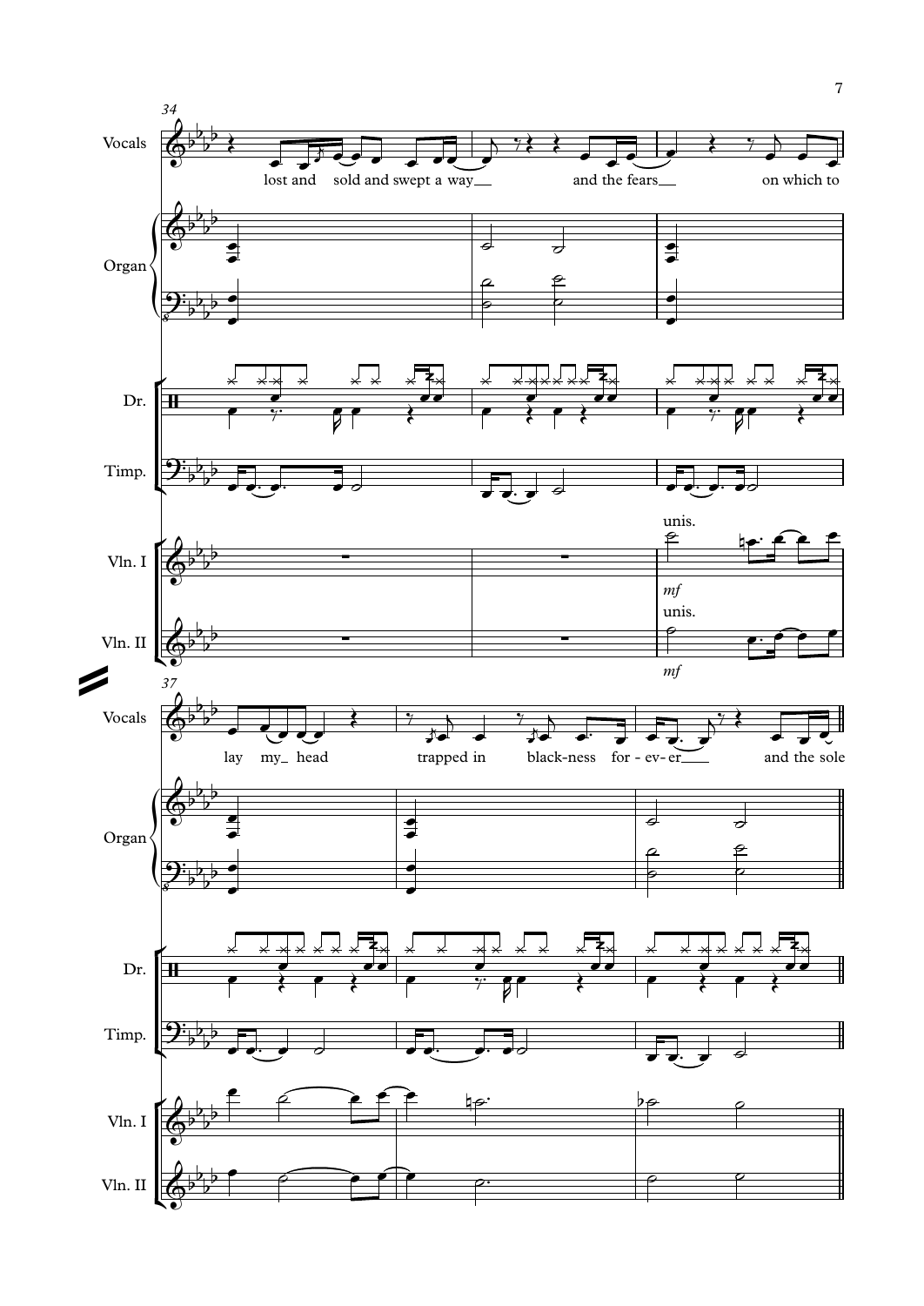34

Vocals

lost and sold and swept a way___ and the fears___ on which to

Organ

Dr.

Timp.

unis.

Vln. I

*mf*

unis.

Vln. II

*mf*

37

Vocals

lay my_ head trapped in black-ness for - ev- er___ and the sole

Organ

Dr.

Timp.

Vln. I

Vln. II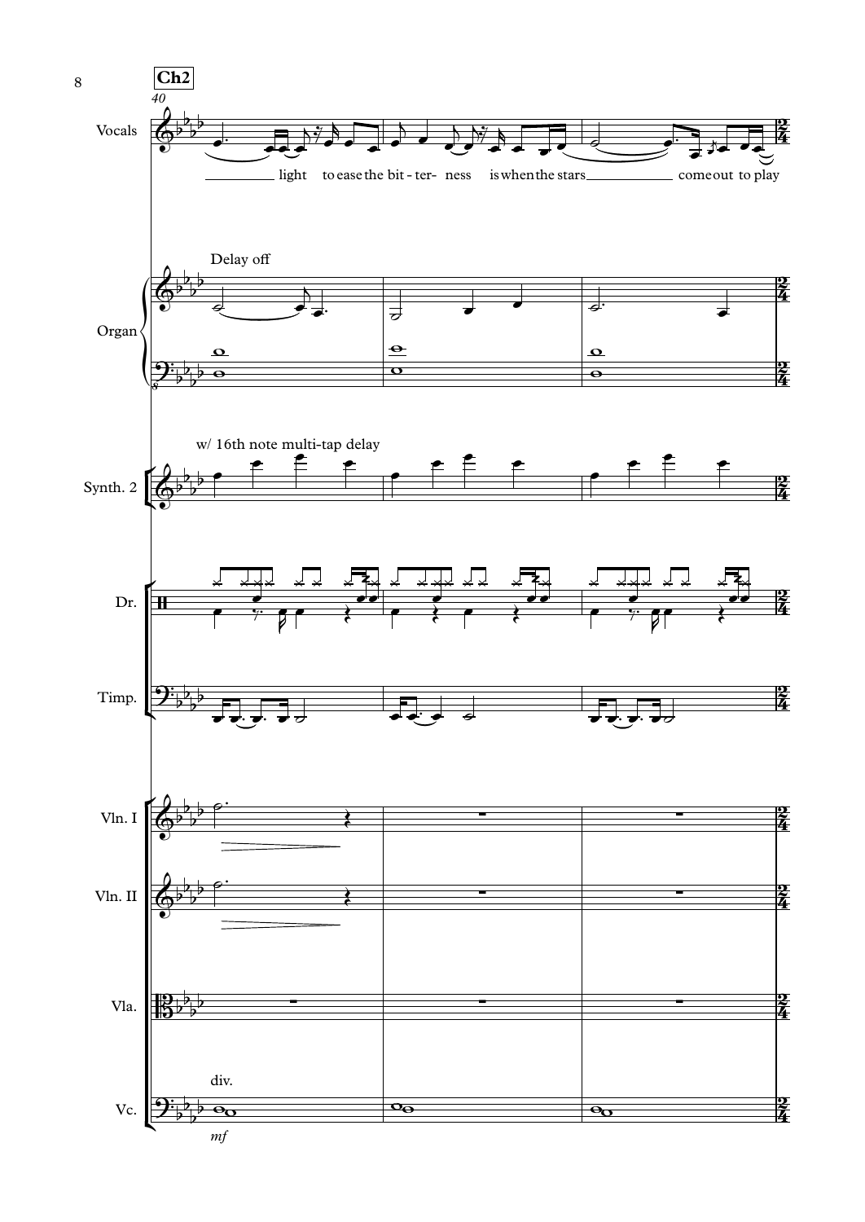**Ch2**

40

Vocals

light to ease the bit - ter- ness is when the stars come out to play

Organ

Delay off

Synth. 2

w/ 16th note multi-tap delay

Dr.

Timp.

Vln. I

Vln. II

Vla.

Vc.

div.

*mf*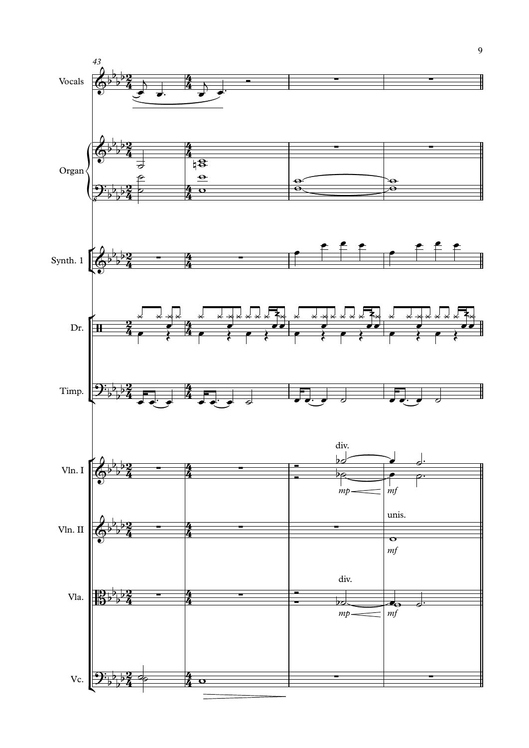43

Vocals

Organ

Synth. 1

Dr.

Timp.

Vln. I

div.

*mp* *mf*

Vln. II

unis.

*mf*

Vla.

div.

*mp* *mf*

Vc.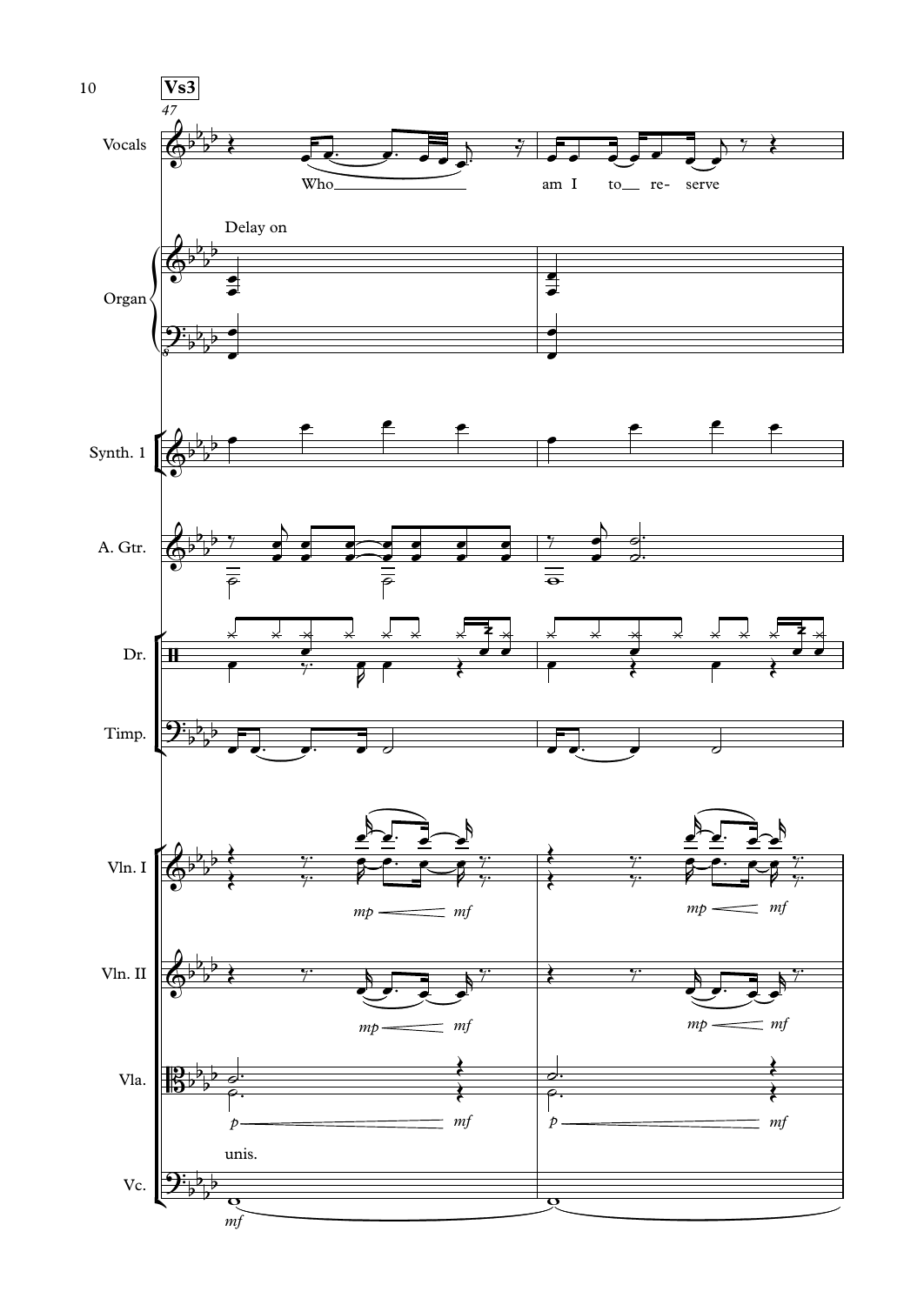**Vs3**

47

Vocals: Who am I to re- serve

Organ: Delay on

Synth. 1

A. Gtr.

Dr.

Timp.

Vln. I: *mp* — *mf*

Vln. II: *mp* — *mf*

Vla.: *p* — *mf*

Vc.: unis. *mf*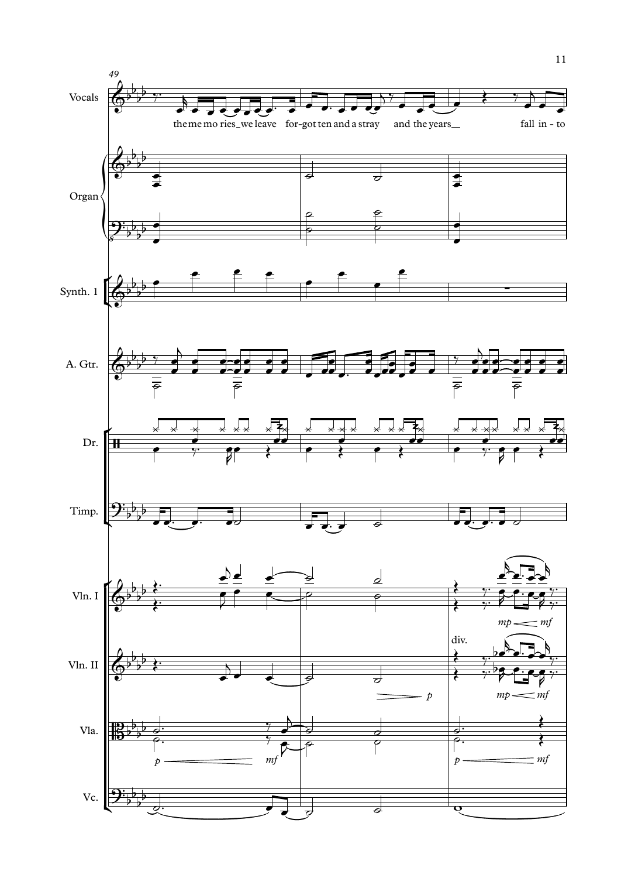49

Vocals

the me mo ries_we leave for-got ten and a stray and the years__ fall in - to

Organ

Synth. 1

A. Gtr.

Dr.

Timp.

Vln. I

*mp* *mf*

Vln. II

div.

*p* *mp* *mf*

Vla.

*p* *mf* *p* *mf*

Vc.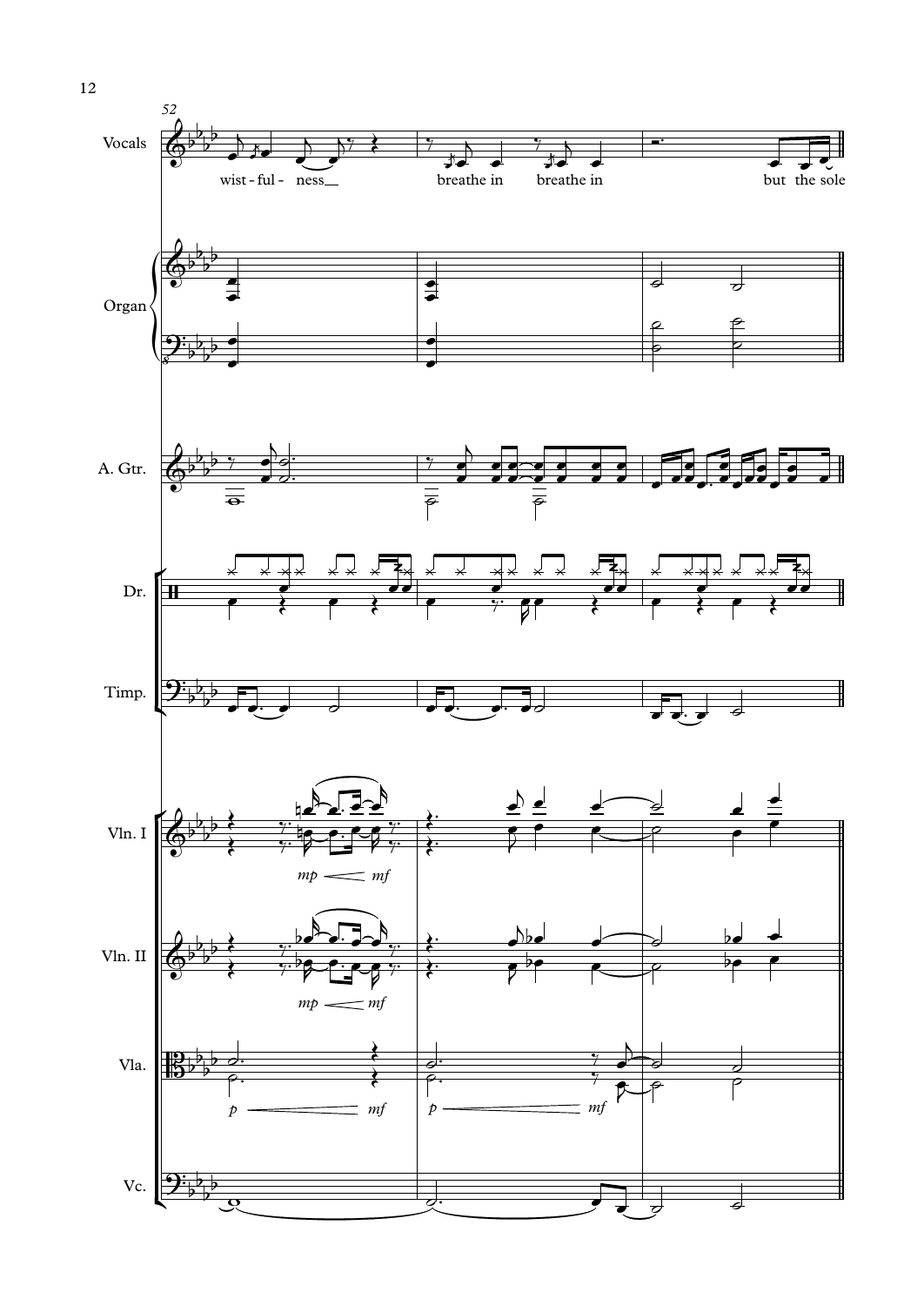52

Vocals: wist - ful - ness__ breathe in breathe in but the sole

Organ

A. Gtr.

Dr.

Timp.

Vln. I — *mp* < *mf*

Vln. II — *mp* < *mf*

Vla. — *p* < *mf* — *p* < *mf*

Vc.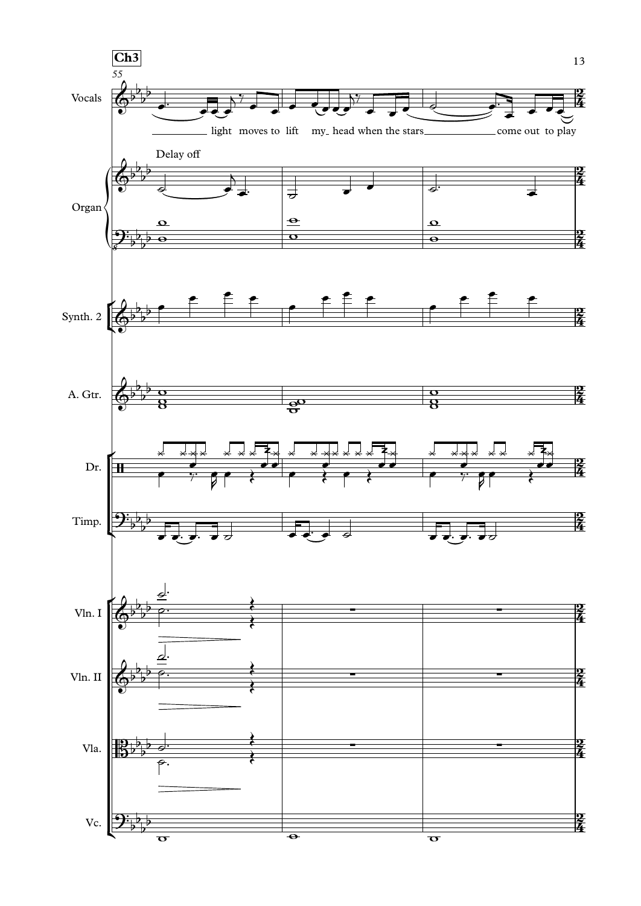**Ch3**

55

Vocals

light moves to lift my head when the stars come out to play

Delay off

Organ

Synth. 2

A. Gtr.

Dr.

Timp.

Vln. I

Vln. II

Vla.

Vc.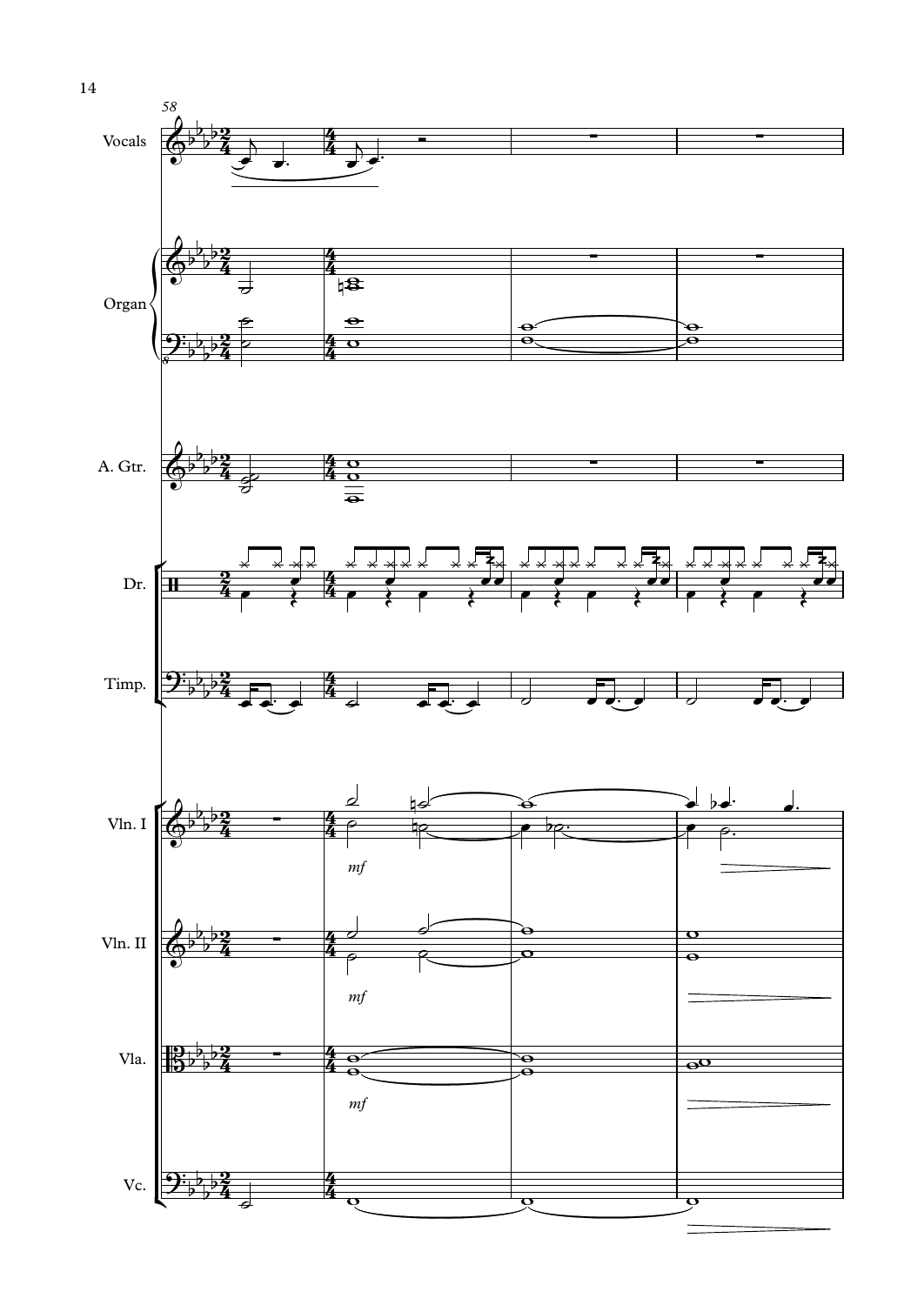58

Vocals

Organ

A. Gtr.

Dr.

Timp.

Vln. I

*mf*

Vln. II

*mf*

Vla.

*mf*

Vc.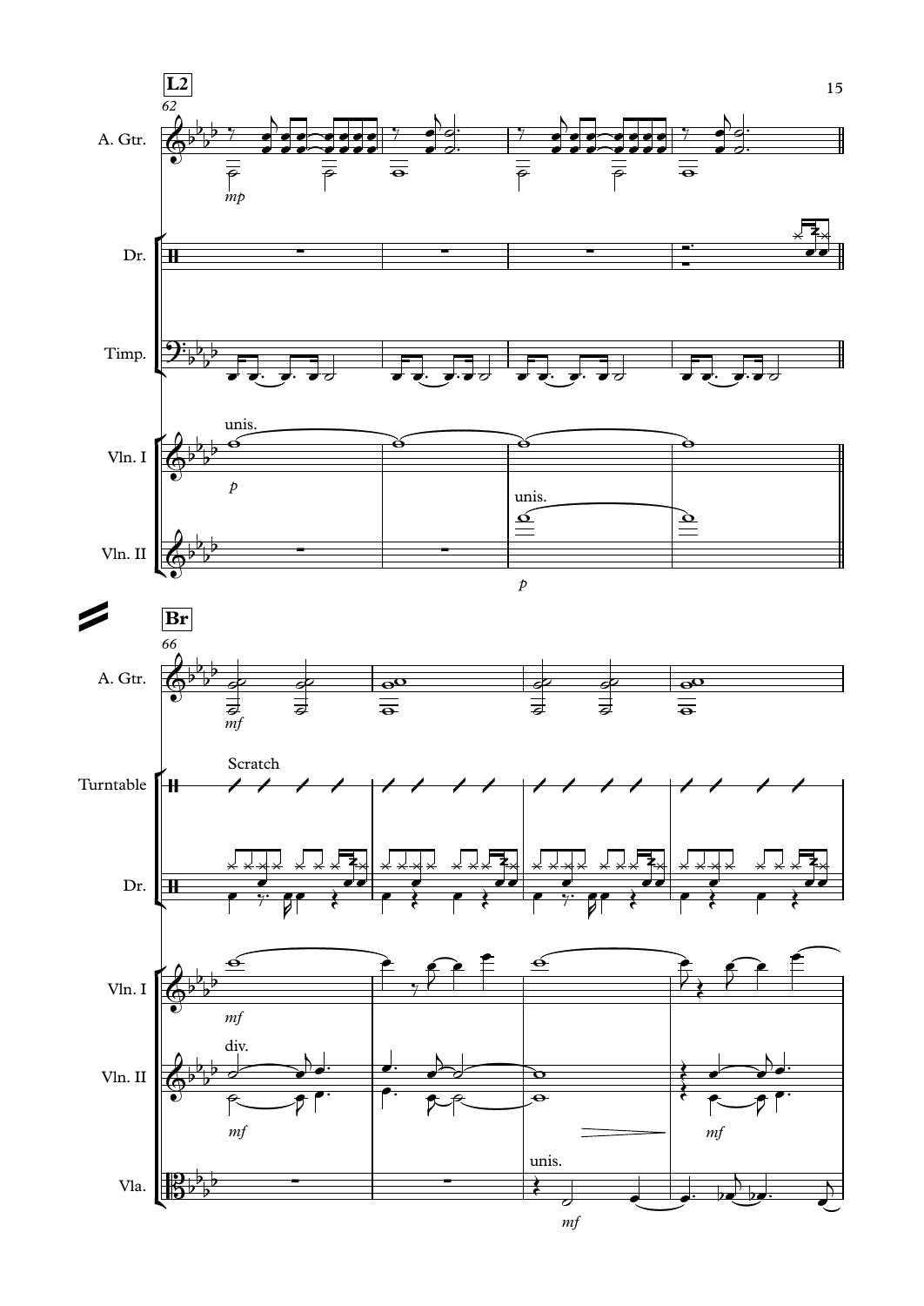**L2**

62

A. Gtr.

*mp*

Dr.

Timp.

Vln. I

unis.

*p*

Vln. II

unis.

*p*

**Br**

66

A. Gtr.

*mf*

Turntable

Scratch

Dr.

Vln. I

*mf*

Vln. II

div.

*mf*

*mf*

Vla.

unis.

*mf*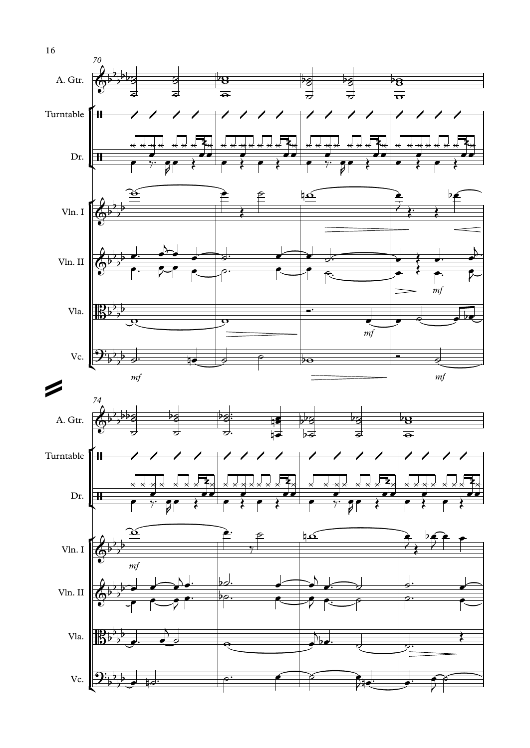70

A. Gtr.

Turntable

Dr.

Vln. I

Vln. II

Vla.

Vc.

*mf*

*mf*

*mf*

*mf*

74

A. Gtr.

Turntable

Dr.

Vln. I

Vln. II

Vla.

Vc.

*mf*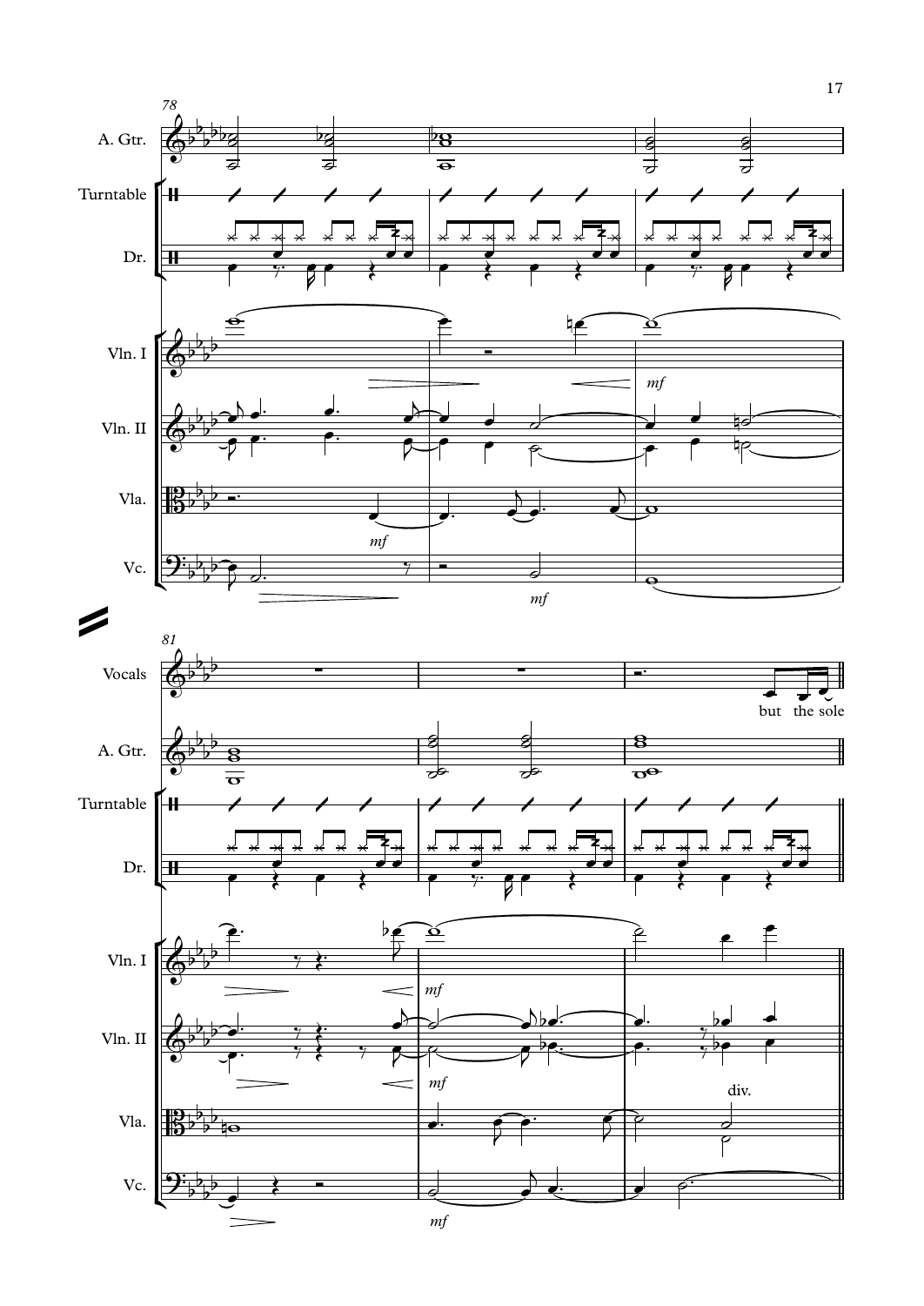78

A. Gtr.

Turntable

Dr.

Vln. I

*mf*

Vln. II

Vla.

*mf*

Vc.

*mf*

81

Vocals

but the sole

A. Gtr.

Turntable

Dr.

Vln. I

*mf*

Vln. II

*mf*

Vla.

div.

Vc.

*mf*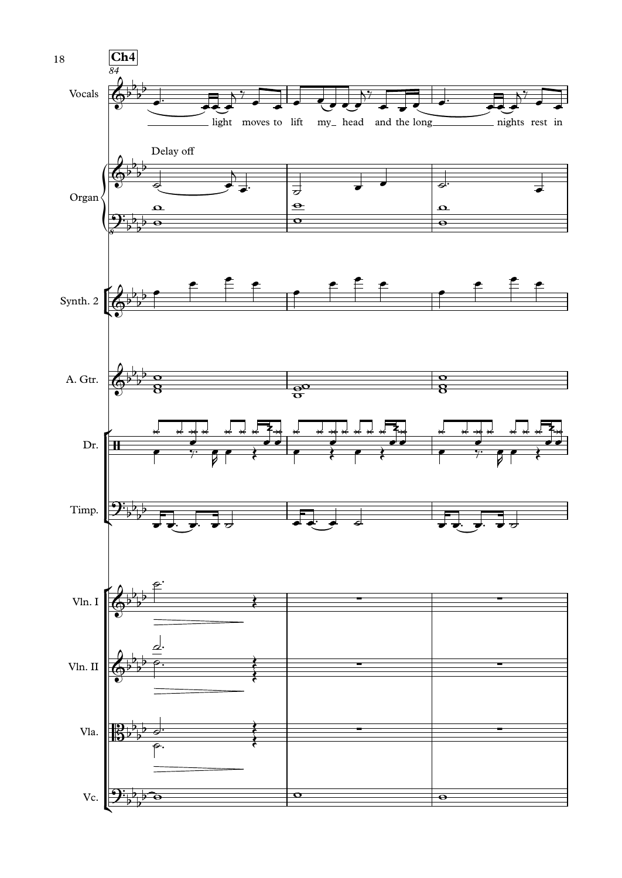**Ch4**

84

Vocals

light moves to lift my_ head and the long nights rest in

Delay off

Organ

Synth. 2

A. Gtr.

Dr.

Timp.

Vln. I

Vln. II

Vla.

Vc.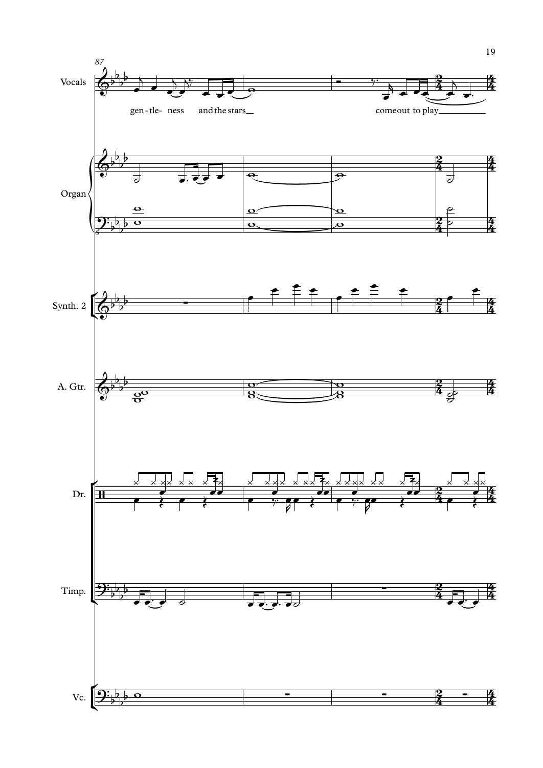87

Vocals

gen-tle- ness and the stars come out to play

Organ

Synth. 2

A. Gtr.

Dr.

Timp.

Vc.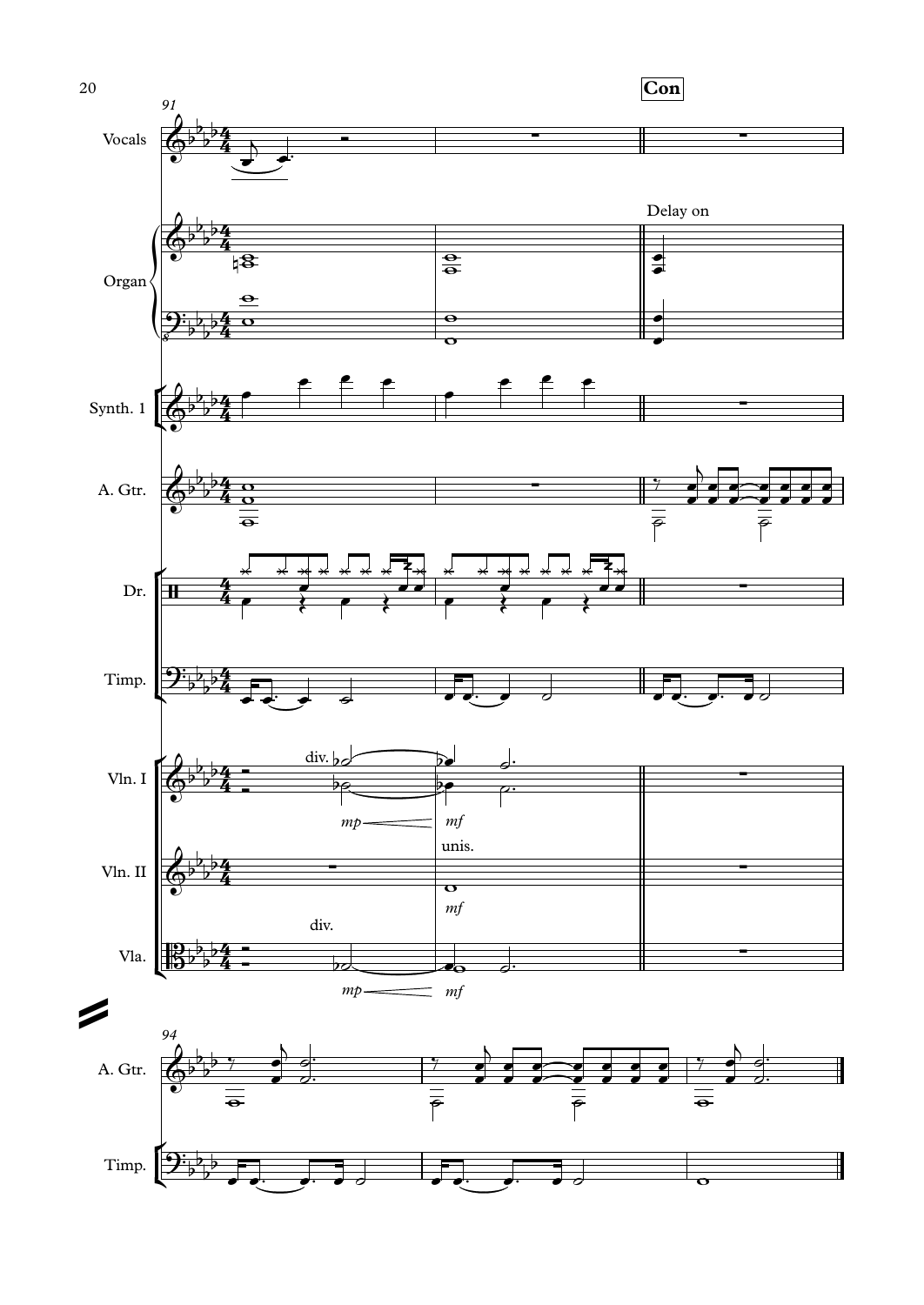**Con**

91

Vocals

Delay on

Organ

Synth. 1

A. Gtr.

Dr.

Timp.

div.

*mp* *mf*

Vln. I

unis.

Vln. II

*mf*

div.

Vla.

*mp* *mf*

94

A. Gtr.

Timp.